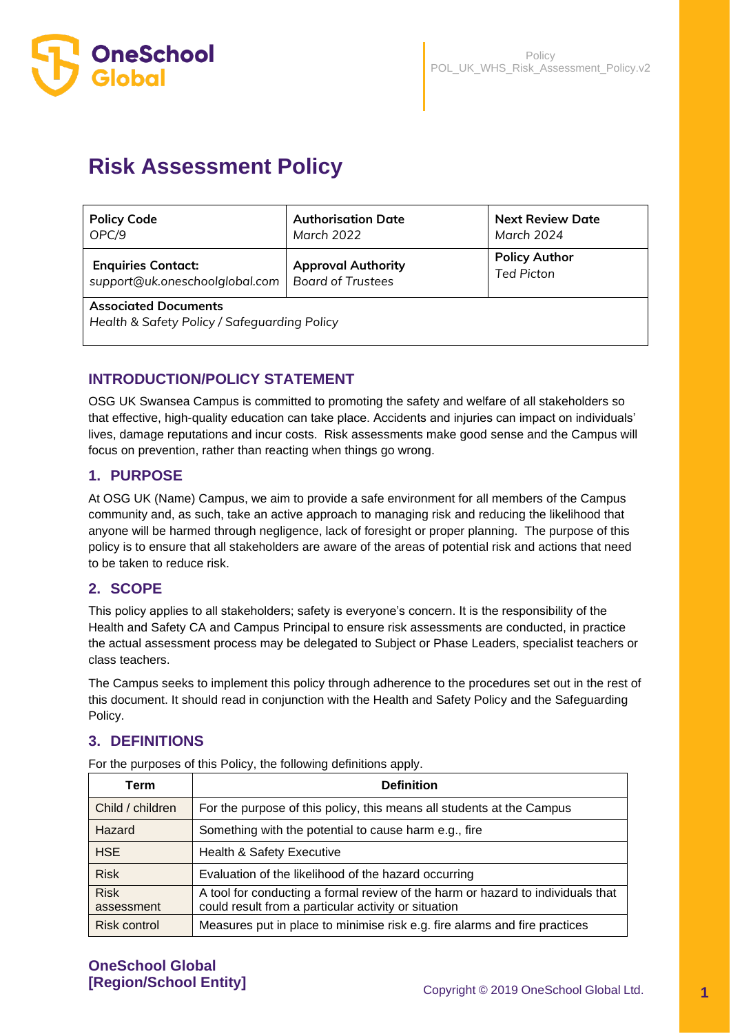# Risk Assessment Policy

| Policy Code<br>*OPC/9* | Authorisation Date<br>*March 2022* | Next Review Date<br>*March 2024* |
|---|---|---|
| **Enquiries Contact:**<br>*support@uk.oneschoolglobal.com* | **Approval Authority**<br>*Board of Trustees* | **Policy Author**<br>*Ted Picton* |
| **Associated Documents**<br>*Health & Safety Policy / Safeguarding Policy* | | |

## INTRODUCTION/POLICY STATEMENT

OSG UK Swansea Campus is committed to promoting the safety and welfare of all stakeholders so that effective, high-quality education can take place. Accidents and injuries can impact on individuals' lives, damage reputations and incur costs. Risk assessments make good sense and the Campus will focus on prevention, rather than reacting when things go wrong.

## 1. PURPOSE

At OSG UK (Name) Campus, we aim to provide a safe environment for all members of the Campus community and, as such, take an active approach to managing risk and reducing the likelihood that anyone will be harmed through negligence, lack of foresight or proper planning. The purpose of this policy is to ensure that all stakeholders are aware of the areas of potential risk and actions that need to be taken to reduce risk.

## 2. SCOPE

This policy applies to all stakeholders; safety is everyone's concern. It is the responsibility of the Health and Safety CA and Campus Principal to ensure risk assessments are conducted, in practice the actual assessment process may be delegated to Subject or Phase Leaders, specialist teachers or class teachers.

The Campus seeks to implement this policy through adherence to the procedures set out in the rest of this document. It should read in conjunction with the Health and Safety Policy and the Safeguarding Policy.

## 3. DEFINITIONS

For the purposes of this Policy, the following definitions apply.

| Term | Definition |
|---|---|
| Child / children | For the purpose of this policy, this means all students at the Campus |
| Hazard | Something with the potential to cause harm e.g., fire |
| HSE | Health & Safety Executive |
| Risk | Evaluation of the likelihood of the hazard occurring |
| Risk assessment | A tool for conducting a formal review of the harm or hazard to individuals that could result from a particular activity or situation |
| Risk control | Measures put in place to minimise risk e.g. fire alarms and fire practices |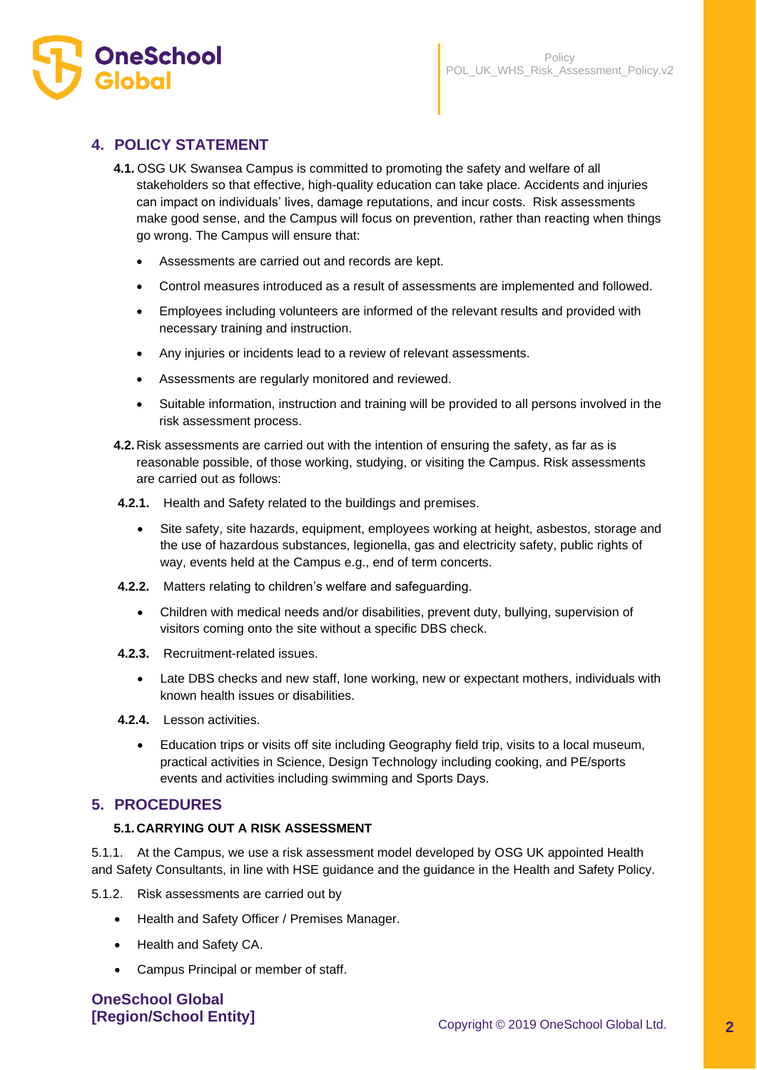## 4. POLICY STATEMENT

**4.1.** OSG UK Swansea Campus is committed to promoting the safety and welfare of all stakeholders so that effective, high-quality education can take place. Accidents and injuries can impact on individuals' lives, damage reputations, and incur costs. Risk assessments make good sense, and the Campus will focus on prevention, rather than reacting when things go wrong. The Campus will ensure that:

- Assessments are carried out and records are kept.
- Control measures introduced as a result of assessments are implemented and followed.
- Employees including volunteers are informed of the relevant results and provided with necessary training and instruction.
- Any injuries or incidents lead to a review of relevant assessments.
- Assessments are regularly monitored and reviewed.
- Suitable information, instruction and training will be provided to all persons involved in the risk assessment process.

**4.2.** Risk assessments are carried out with the intention of ensuring the safety, as far as is reasonable possible, of those working, studying, or visiting the Campus. Risk assessments are carried out as follows:

**4.2.1.** Health and Safety related to the buildings and premises.

- Site safety, site hazards, equipment, employees working at height, asbestos, storage and the use of hazardous substances, legionella, gas and electricity safety, public rights of way, events held at the Campus e.g., end of term concerts.

**4.2.2.** Matters relating to children's welfare and safeguarding.

- Children with medical needs and/or disabilities, prevent duty, bullying, supervision of visitors coming onto the site without a specific DBS check.

**4.2.3.** Recruitment-related issues.

- Late DBS checks and new staff, lone working, new or expectant mothers, individuals with known health issues or disabilities.

**4.2.4.** Lesson activities.

- Education trips or visits off site including Geography field trip, visits to a local museum, practical activities in Science, Design Technology including cooking, and PE/sports events and activities including swimming and Sports Days.

## 5. PROCEDURES

### 5.1. CARRYING OUT A RISK ASSESSMENT

5.1.1. At the Campus, we use a risk assessment model developed by OSG UK appointed Health and Safety Consultants, in line with HSE guidance and the guidance in the Health and Safety Policy.

5.1.2. Risk assessments are carried out by

- Health and Safety Officer / Premises Manager.
- Health and Safety CA.
- Campus Principal or member of staff.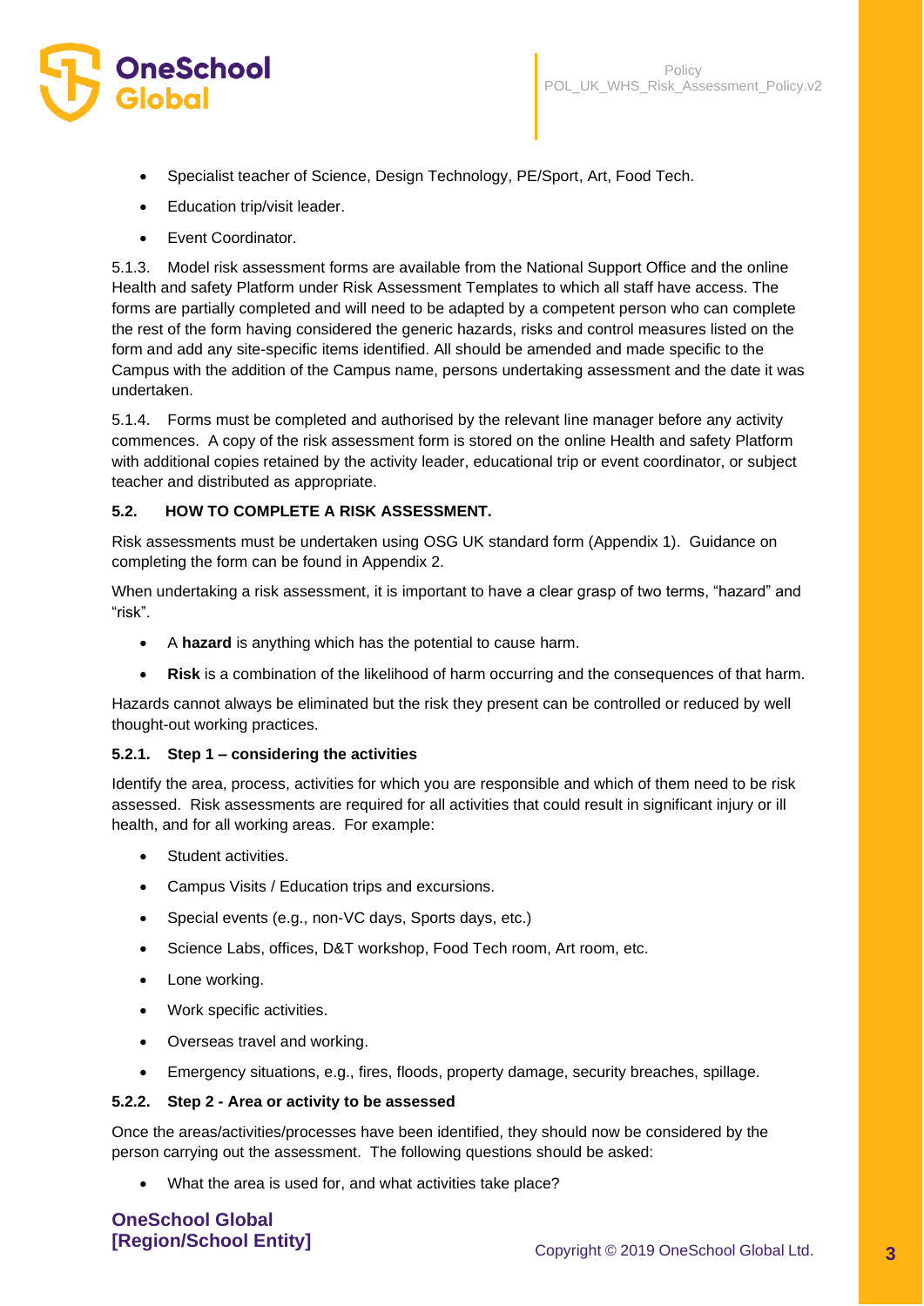- Specialist teacher of Science, Design Technology, PE/Sport, Art, Food Tech.
- Education trip/visit leader.
- Event Coordinator.

5.1.3. Model risk assessment forms are available from the National Support Office and the online Health and safety Platform under Risk Assessment Templates to which all staff have access. The forms are partially completed and will need to be adapted by a competent person who can complete the rest of the form having considered the generic hazards, risks and control measures listed on the form and add any site-specific items identified. All should be amended and made specific to the Campus with the addition of the Campus name, persons undertaking assessment and the date it was undertaken.

5.1.4. Forms must be completed and authorised by the relevant line manager before any activity commences. A copy of the risk assessment form is stored on the online Health and safety Platform with additional copies retained by the activity leader, educational trip or event coordinator, or subject teacher and distributed as appropriate.

### 5.2. HOW TO COMPLETE A RISK ASSESSMENT.

Risk assessments must be undertaken using OSG UK standard form (Appendix 1). Guidance on completing the form can be found in Appendix 2.

When undertaking a risk assessment, it is important to have a clear grasp of two terms, "hazard" and "risk".

- A **hazard** is anything which has the potential to cause harm.
- **Risk** is a combination of the likelihood of harm occurring and the consequences of that harm.

Hazards cannot always be eliminated but the risk they present can be controlled or reduced by well thought-out working practices.

#### 5.2.1. Step 1 – considering the activities

Identify the area, process, activities for which you are responsible and which of them need to be risk assessed. Risk assessments are required for all activities that could result in significant injury or ill health, and for all working areas. For example:

- Student activities.
- Campus Visits / Education trips and excursions.
- Special events (e.g., non-VC days, Sports days, etc.)
- Science Labs, offices, D&T workshop, Food Tech room, Art room, etc.
- Lone working.
- Work specific activities.
- Overseas travel and working.
- Emergency situations, e.g., fires, floods, property damage, security breaches, spillage.

#### 5.2.2. Step 2 - Area or activity to be assessed

Once the areas/activities/processes have been identified, they should now be considered by the person carrying out the assessment. The following questions should be asked:

- What the area is used for, and what activities take place?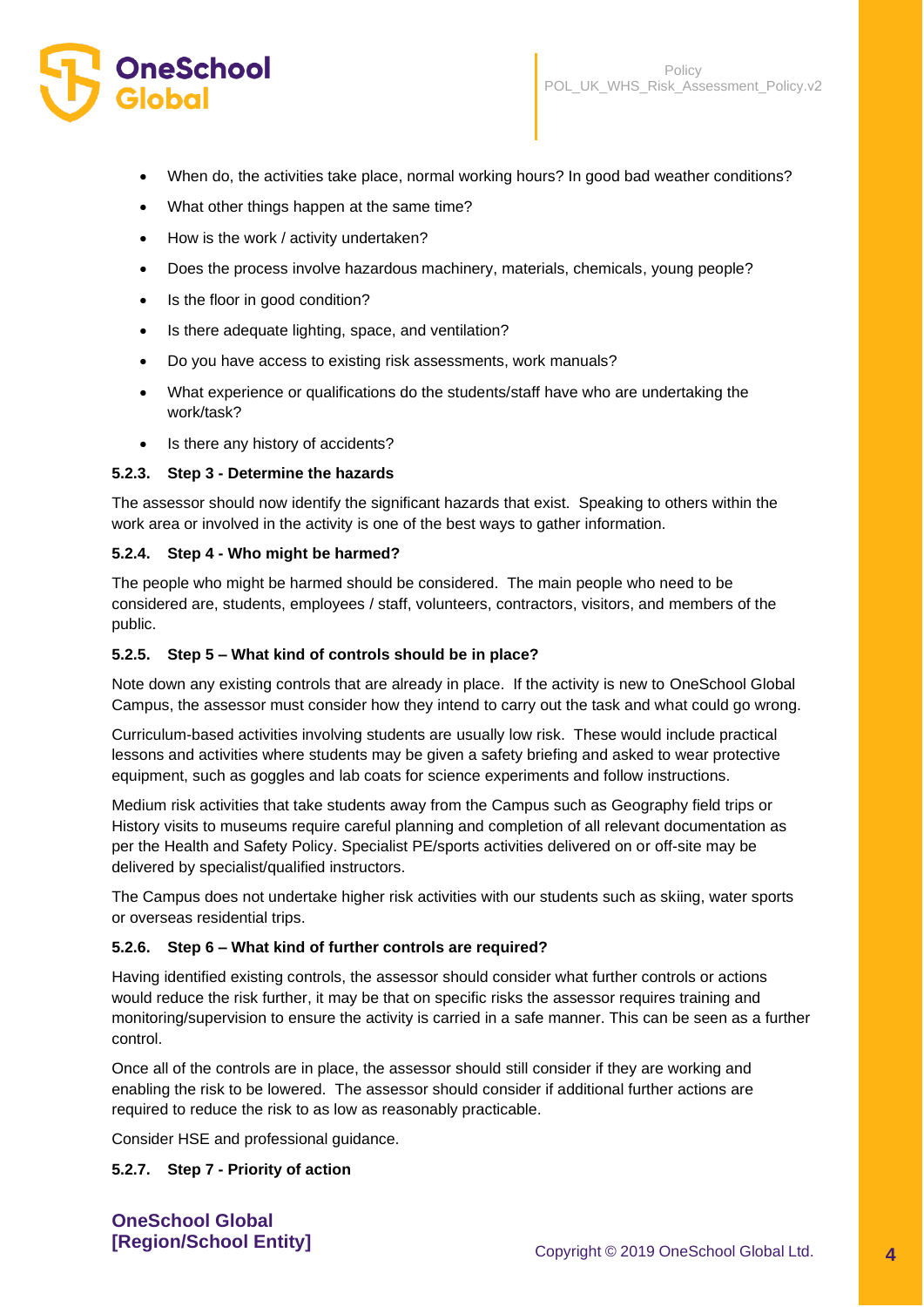- When do, the activities take place, normal working hours? In good bad weather conditions?
- What other things happen at the same time?
- How is the work / activity undertaken?
- Does the process involve hazardous machinery, materials, chemicals, young people?
- Is the floor in good condition?
- Is there adequate lighting, space, and ventilation?
- Do you have access to existing risk assessments, work manuals?
- What experience or qualifications do the students/staff have who are undertaking the work/task?
- Is there any history of accidents?

#### 5.2.3. Step 3 - Determine the hazards

The assessor should now identify the significant hazards that exist. Speaking to others within the work area or involved in the activity is one of the best ways to gather information.

#### 5.2.4. Step 4 - Who might be harmed?

The people who might be harmed should be considered. The main people who need to be considered are, students, employees / staff, volunteers, contractors, visitors, and members of the public.

#### 5.2.5. Step 5 – What kind of controls should be in place?

Note down any existing controls that are already in place. If the activity is new to OneSchool Global Campus, the assessor must consider how they intend to carry out the task and what could go wrong.

Curriculum-based activities involving students are usually low risk. These would include practical lessons and activities where students may be given a safety briefing and asked to wear protective equipment, such as goggles and lab coats for science experiments and follow instructions.

Medium risk activities that take students away from the Campus such as Geography field trips or History visits to museums require careful planning and completion of all relevant documentation as per the Health and Safety Policy. Specialist PE/sports activities delivered on or off-site may be delivered by specialist/qualified instructors.

The Campus does not undertake higher risk activities with our students such as skiing, water sports or overseas residential trips.

#### 5.2.6. Step 6 – What kind of further controls are required?

Having identified existing controls, the assessor should consider what further controls or actions would reduce the risk further, it may be that on specific risks the assessor requires training and monitoring/supervision to ensure the activity is carried in a safe manner. This can be seen as a further control.

Once all of the controls are in place, the assessor should still consider if they are working and enabling the risk to be lowered. The assessor should consider if additional further actions are required to reduce the risk to as low as reasonably practicable.

Consider HSE and professional guidance.

#### 5.2.7. Step 7 - Priority of action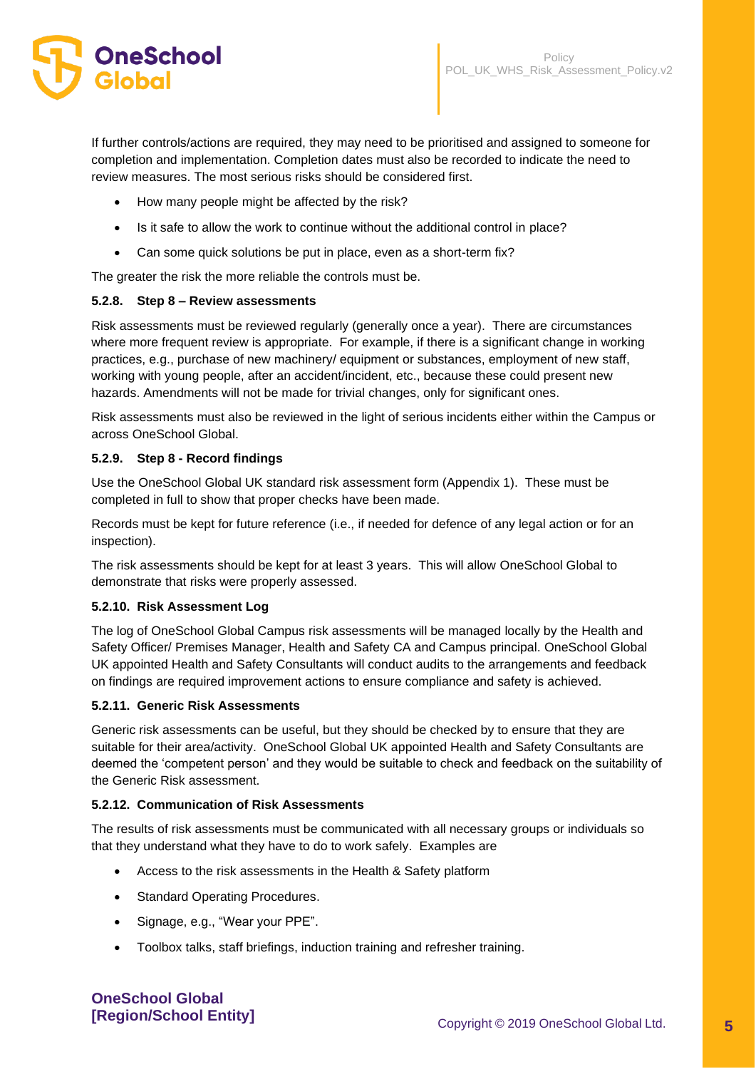If further controls/actions are required, they may need to be prioritised and assigned to someone for completion and implementation. Completion dates must also be recorded to indicate the need to review measures. The most serious risks should be considered first.

- How many people might be affected by the risk?
- Is it safe to allow the work to continue without the additional control in place?
- Can some quick solutions be put in place, even as a short-term fix?

The greater the risk the more reliable the controls must be.

#### 5.2.8. Step 8 – Review assessments

Risk assessments must be reviewed regularly (generally once a year). There are circumstances where more frequent review is appropriate. For example, if there is a significant change in working practices, e.g., purchase of new machinery/ equipment or substances, employment of new staff, working with young people, after an accident/incident, etc., because these could present new hazards. Amendments will not be made for trivial changes, only for significant ones.

Risk assessments must also be reviewed in the light of serious incidents either within the Campus or across OneSchool Global.

#### 5.2.9. Step 8 - Record findings

Use the OneSchool Global UK standard risk assessment form (Appendix 1). These must be completed in full to show that proper checks have been made.

Records must be kept for future reference (i.e., if needed for defence of any legal action or for an inspection).

The risk assessments should be kept for at least 3 years. This will allow OneSchool Global to demonstrate that risks were properly assessed.

#### 5.2.10. Risk Assessment Log

The log of OneSchool Global Campus risk assessments will be managed locally by the Health and Safety Officer/ Premises Manager, Health and Safety CA and Campus principal. OneSchool Global UK appointed Health and Safety Consultants will conduct audits to the arrangements and feedback on findings are required improvement actions to ensure compliance and safety is achieved.

#### 5.2.11. Generic Risk Assessments

Generic risk assessments can be useful, but they should be checked by to ensure that they are suitable for their area/activity. OneSchool Global UK appointed Health and Safety Consultants are deemed the 'competent person' and they would be suitable to check and feedback on the suitability of the Generic Risk assessment.

#### 5.2.12. Communication of Risk Assessments

The results of risk assessments must be communicated with all necessary groups or individuals so that they understand what they have to do to work safely. Examples are

- Access to the risk assessments in the Health & Safety platform
- Standard Operating Procedures.
- Signage, e.g., "Wear your PPE".
- Toolbox talks, staff briefings, induction training and refresher training.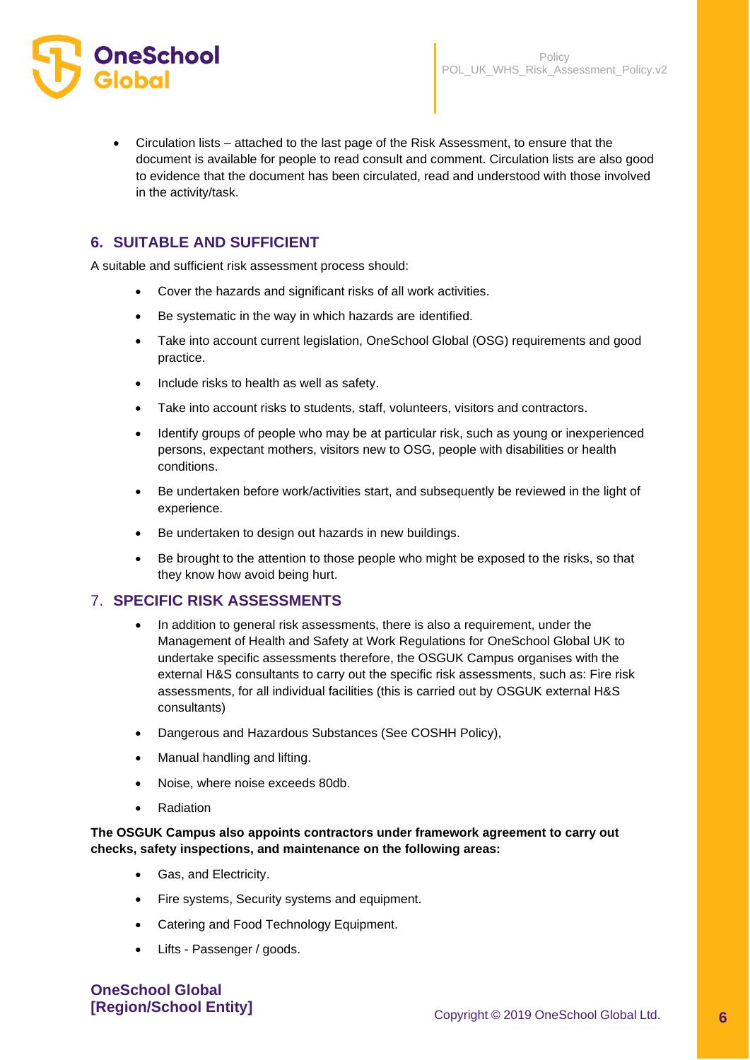- Circulation lists – attached to the last page of the Risk Assessment, to ensure that the document is available for people to read consult and comment. Circulation lists are also good to evidence that the document has been circulated, read and understood with those involved in the activity/task.

## 6. SUITABLE AND SUFFICIENT

A suitable and sufficient risk assessment process should:

- Cover the hazards and significant risks of all work activities.
- Be systematic in the way in which hazards are identified.
- Take into account current legislation, OneSchool Global (OSG) requirements and good practice.
- Include risks to health as well as safety.
- Take into account risks to students, staff, volunteers, visitors and contractors.
- Identify groups of people who may be at particular risk, such as young or inexperienced persons, expectant mothers, visitors new to OSG, people with disabilities or health conditions.
- Be undertaken before work/activities start, and subsequently be reviewed in the light of experience.
- Be undertaken to design out hazards in new buildings.
- Be brought to the attention to those people who might be exposed to the risks, so that they know how avoid being hurt.

## 7. SPECIFIC RISK ASSESSMENTS

- In addition to general risk assessments, there is also a requirement, under the Management of Health and Safety at Work Regulations for OneSchool Global UK to undertake specific assessments therefore, the OSGUK Campus organises with the external H&S consultants to carry out the specific risk assessments, such as: Fire risk assessments, for all individual facilities (this is carried out by OSGUK external H&S consultants)
- Dangerous and Hazardous Substances (See COSHH Policy),
- Manual handling and lifting.
- Noise, where noise exceeds 80db.
- Radiation

**The OSGUK Campus also appoints contractors under framework agreement to carry out checks, safety inspections, and maintenance on the following areas:**

- Gas, and Electricity.
- Fire systems, Security systems and equipment.
- Catering and Food Technology Equipment.
- Lifts - Passenger / goods.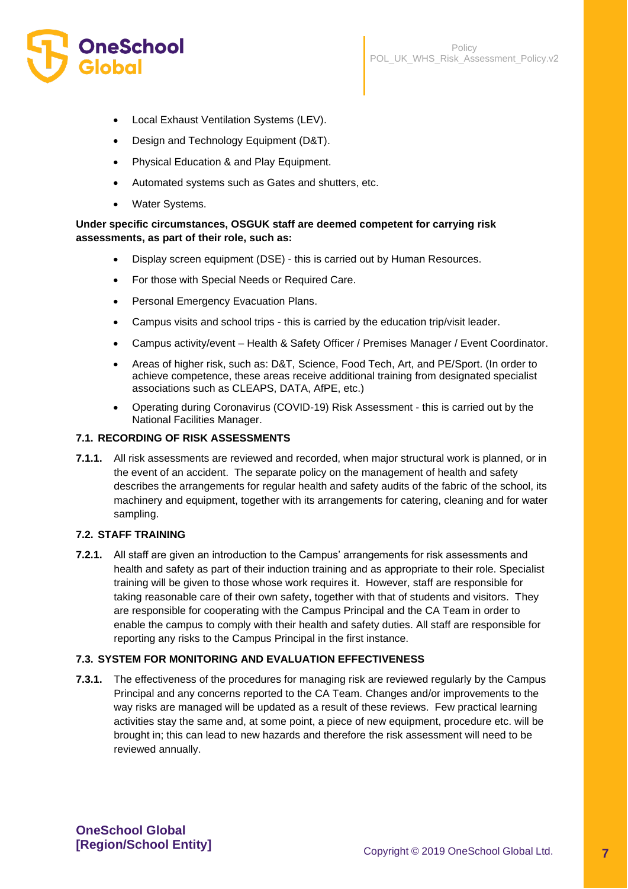- Local Exhaust Ventilation Systems (LEV).
- Design and Technology Equipment (D&T).
- Physical Education & and Play Equipment.
- Automated systems such as Gates and shutters, etc.
- Water Systems.

**Under specific circumstances, OSGUK staff are deemed competent for carrying risk assessments, as part of their role, such as:**

- Display screen equipment (DSE) - this is carried out by Human Resources.
- For those with Special Needs or Required Care.
- Personal Emergency Evacuation Plans.
- Campus visits and school trips - this is carried by the education trip/visit leader.
- Campus activity/event – Health & Safety Officer / Premises Manager / Event Coordinator.
- Areas of higher risk, such as: D&T, Science, Food Tech, Art, and PE/Sport. (In order to achieve competence, these areas receive additional training from designated specialist associations such as CLEAPS, DATA, AfPE, etc.)
- Operating during Coronavirus (COVID-19) Risk Assessment - this is carried out by the National Facilities Manager.

### 7.1. RECORDING OF RISK ASSESSMENTS

**7.1.1.** All risk assessments are reviewed and recorded, when major structural work is planned, or in the event of an accident. The separate policy on the management of health and safety describes the arrangements for regular health and safety audits of the fabric of the school, its machinery and equipment, together with its arrangements for catering, cleaning and for water sampling.

### 7.2. STAFF TRAINING

**7.2.1.** All staff are given an introduction to the Campus' arrangements for risk assessments and health and safety as part of their induction training and as appropriate to their role. Specialist training will be given to those whose work requires it. However, staff are responsible for taking reasonable care of their own safety, together with that of students and visitors. They are responsible for cooperating with the Campus Principal and the CA Team in order to enable the campus to comply with their health and safety duties. All staff are responsible for reporting any risks to the Campus Principal in the first instance.

### 7.3. SYSTEM FOR MONITORING AND EVALUATION EFFECTIVENESS

**7.3.1.** The effectiveness of the procedures for managing risk are reviewed regularly by the Campus Principal and any concerns reported to the CA Team. Changes and/or improvements to the way risks are managed will be updated as a result of these reviews. Few practical learning activities stay the same and, at some point, a piece of new equipment, procedure etc. will be brought in; this can lead to new hazards and therefore the risk assessment will need to be reviewed annually.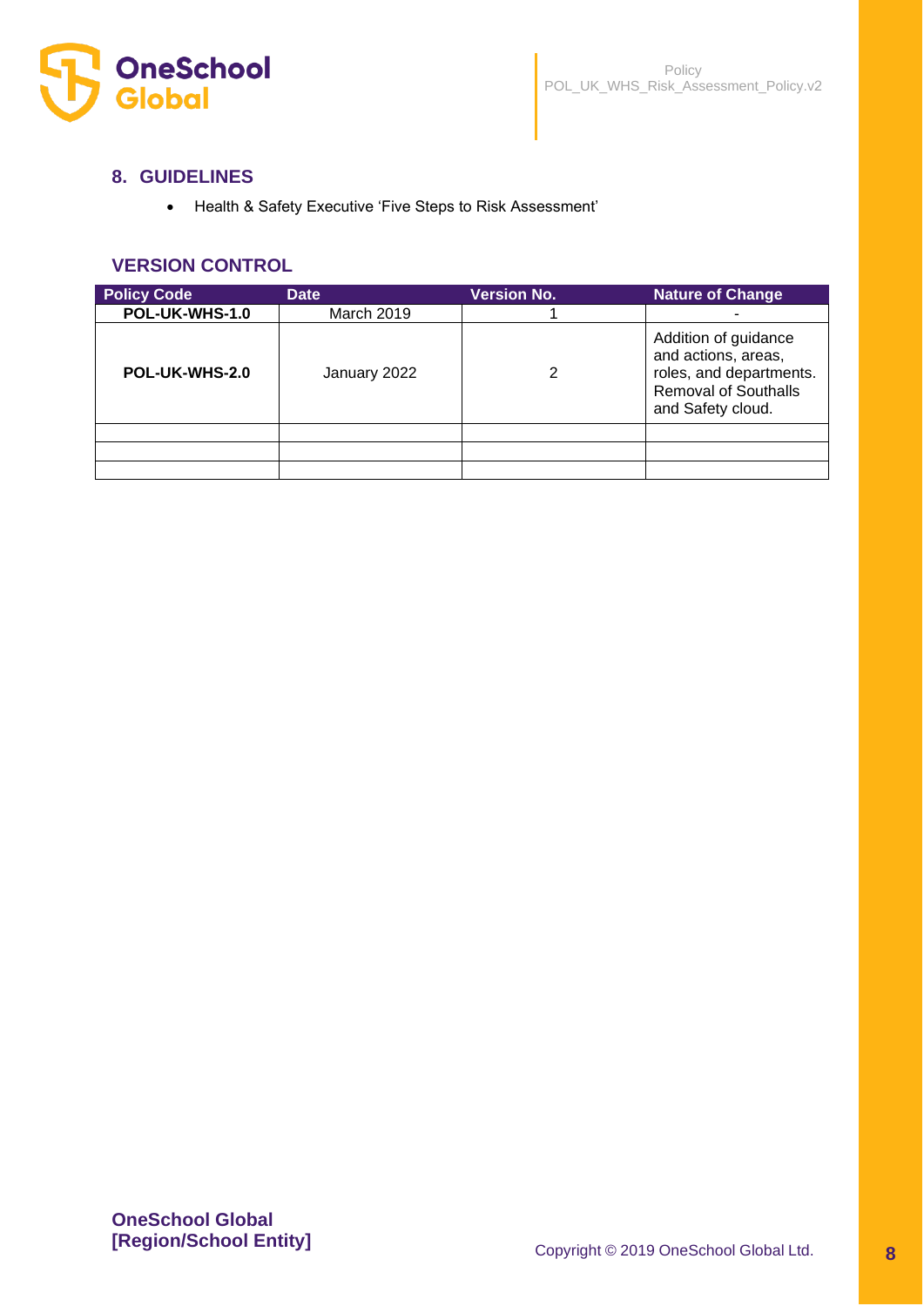## 8. GUIDELINES

- Health & Safety Executive 'Five Steps to Risk Assessment'

## VERSION CONTROL

| Policy Code | Date | Version No. | Nature of Change |
|---|---|---|---|
| **POL-UK-WHS-1.0** | March 2019 | 1 | - |
| **POL-UK-WHS-2.0** | January 2022 | 2 | Addition of guidance and actions, areas, roles, and departments. Removal of Southalls and Safety cloud. |
| | | | |
| | | | |
| | | | |

**OneSchool Global**
**[Region/School Entity]**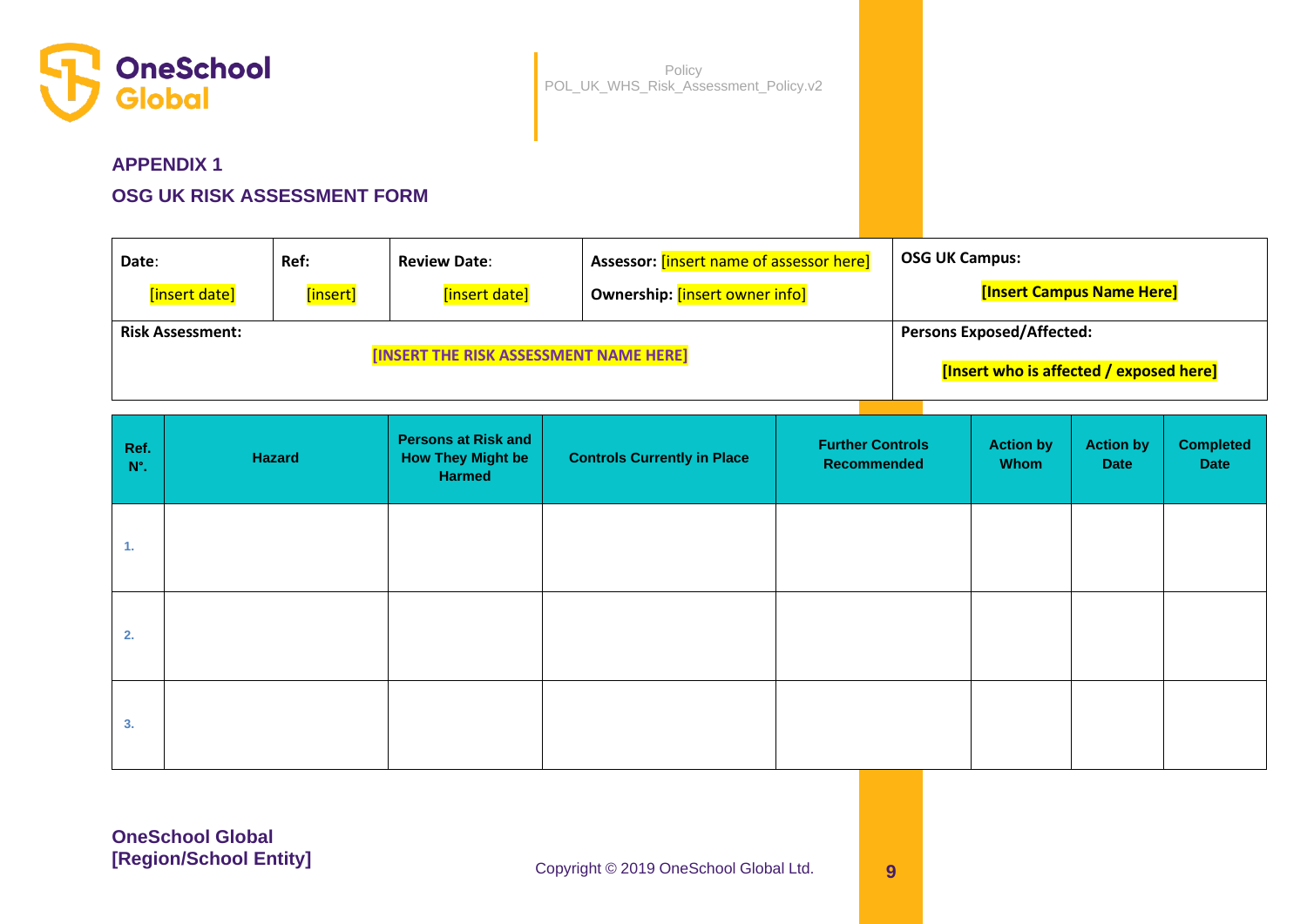## APPENDIX 1

## OSG UK RISK ASSESSMENT FORM

| Date: [insert date] | Ref: [insert] | Review Date: [insert date] | Assessor: [insert name of assessor here] Ownership: [insert owner info] | OSG UK Campus: [Insert Campus Name Here] |
|---|---|---|---|---|
| Risk Assessment: [INSERT THE RISK ASSESSMENT NAME HERE] | | | | Persons Exposed/Affected: [Insert who is affected / exposed here] |

| Ref. N°. | Hazard | Persons at Risk and How They Might be Harmed | Controls Currently in Place | Further Controls Recommended | Action by Whom | Action by Date | Completed Date |
|---|---|---|---|---|---|---|---|
| 1. | | | | | | | |
| 2. | | | | | | | |
| 3. | | | | | | | |

**OneSchool Global**
**[Region/School Entity]**

Copyright © 2019 OneSchool Global Ltd.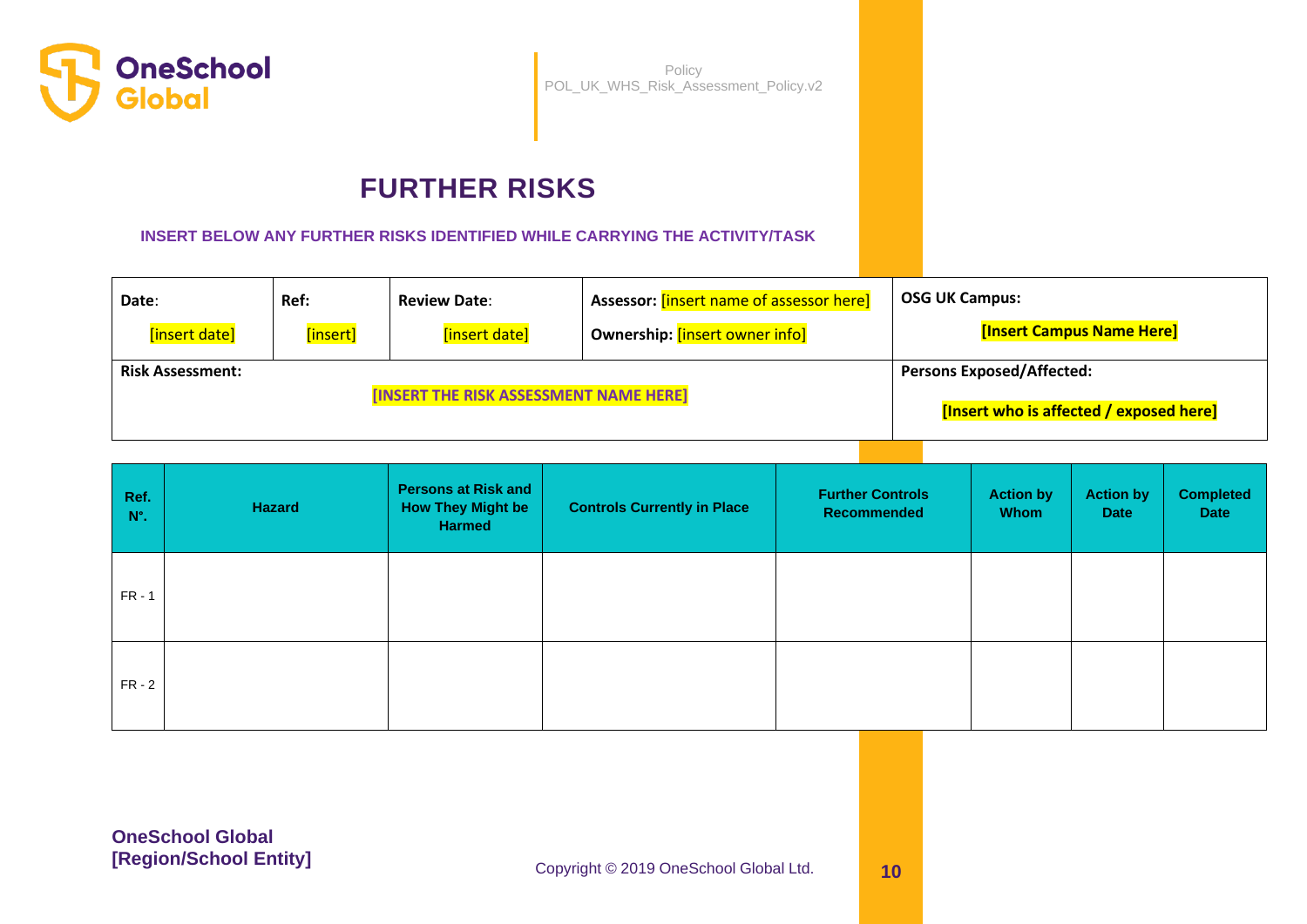# FURTHER RISKS

**INSERT BELOW ANY FURTHER RISKS IDENTIFIED WHILE CARRYING THE ACTIVITY/TASK**

| **Date**: [insert date] | **Ref:** [insert] | **Review Date**: [insert date] | **Assessor:** [insert name of assessor here] **Ownership:** [insert owner info] | **OSG UK Campus:** **[Insert Campus Name Here]** |
|---|---|---|---|---|
| **Risk Assessment:** **[INSERT THE RISK ASSESSMENT NAME HERE]** | | | | **Persons Exposed/Affected:** **[Insert who is affected / exposed here]** |

| Ref. N°. | Hazard | Persons at Risk and How They Might be Harmed | Controls Currently in Place | Further Controls Recommended | Action by Whom | Action by Date | Completed Date |
|---|---|---|---|---|---|---|---|
| FR - 1 | | | | | | | |
| FR - 2 | | | | | | | |

**OneSchool Global**
**[Region/School Entity]**

Copyright © 2019 OneSchool Global Ltd.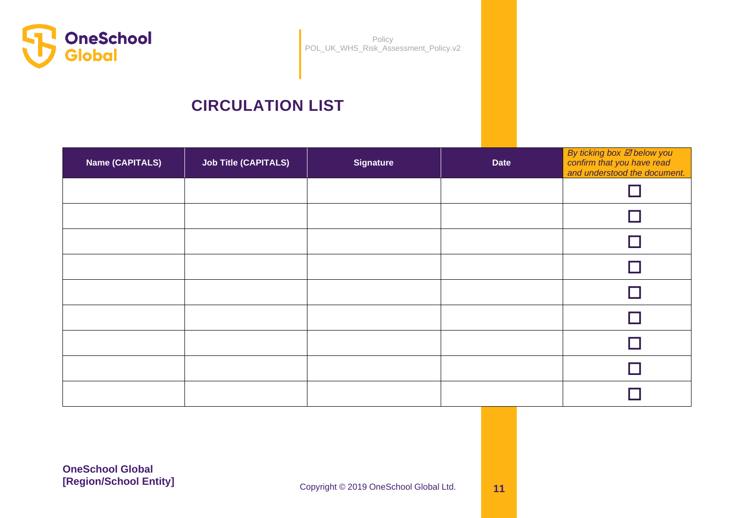# CIRCULATION LIST

| Name (CAPITALS) | Job Title (CAPITALS) | Signature | Date | *By ticking box ☑ below you confirm that you have read and understood the document.* |
|---|---|---|---|---|
| | | | | ☐ |
| | | | | ☐ |
| | | | | ☐ |
| | | | | ☐ |
| | | | | ☐ |
| | | | | ☐ |
| | | | | ☐ |
| | | | | ☐ |
| | | | | ☐ |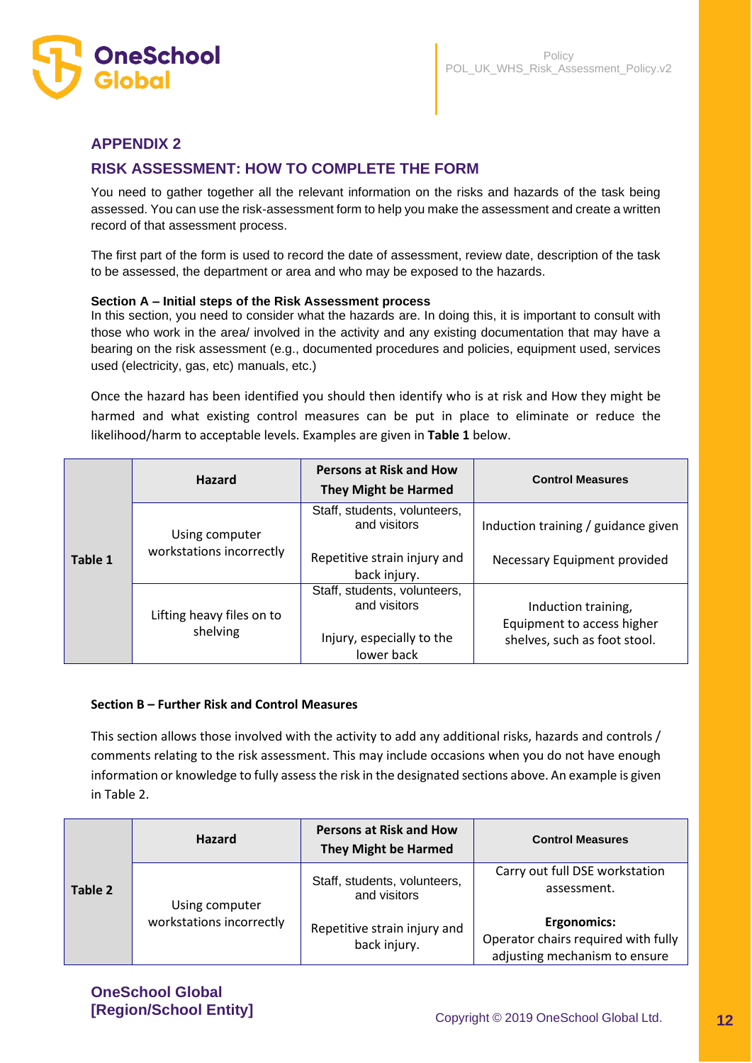## APPENDIX 2

## RISK ASSESSMENT: HOW TO COMPLETE THE FORM

You need to gather together all the relevant information on the risks and hazards of the task being assessed. You can use the risk-assessment form to help you make the assessment and create a written record of that assessment process.

The first part of the form is used to record the date of assessment, review date, description of the task to be assessed, the department or area and who may be exposed to the hazards.

**Section A – Initial steps of the Risk Assessment process**
In this section, you need to consider what the hazards are. In doing this, it is important to consult with those who work in the area/ involved in the activity and any existing documentation that may have a bearing on the risk assessment (e.g., documented procedures and policies, equipment used, services used (electricity, gas, etc) manuals, etc.)

Once the hazard has been identified you should then identify who is at risk and How they might be harmed and what existing control measures can be put in place to eliminate or reduce the likelihood/harm to acceptable levels. Examples are given in **Table 1** below.

| | Hazard | Persons at Risk and How They Might be Harmed | Control Measures |
|---|---|---|---|
| **Table 1** | Using computer workstations incorrectly | Staff, students, volunteers, and visitors<br><br>Repetitive strain injury and back injury. | Induction training / guidance given<br><br>Necessary Equipment provided |
| | Lifting heavy files on to shelving | Staff, students, volunteers, and visitors<br><br>Injury, especially to the lower back | Induction training, Equipment to access higher shelves, such as foot stool. |

**Section B – Further Risk and Control Measures**

This section allows those involved with the activity to add any additional risks, hazards and controls / comments relating to the risk assessment. This may include occasions when you do not have enough information or knowledge to fully assess the risk in the designated sections above. An example is given in Table 2.

| | Hazard | Persons at Risk and How They Might be Harmed | Control Measures |
|---|---|---|---|
| **Table 2** | Using computer workstations incorrectly | Staff, students, volunteers, and visitors<br><br>Repetitive strain injury and back injury. | Carry out full DSE workstation assessment.<br><br>**Ergonomics:**<br>Operator chairs required with fully adjusting mechanism to ensure |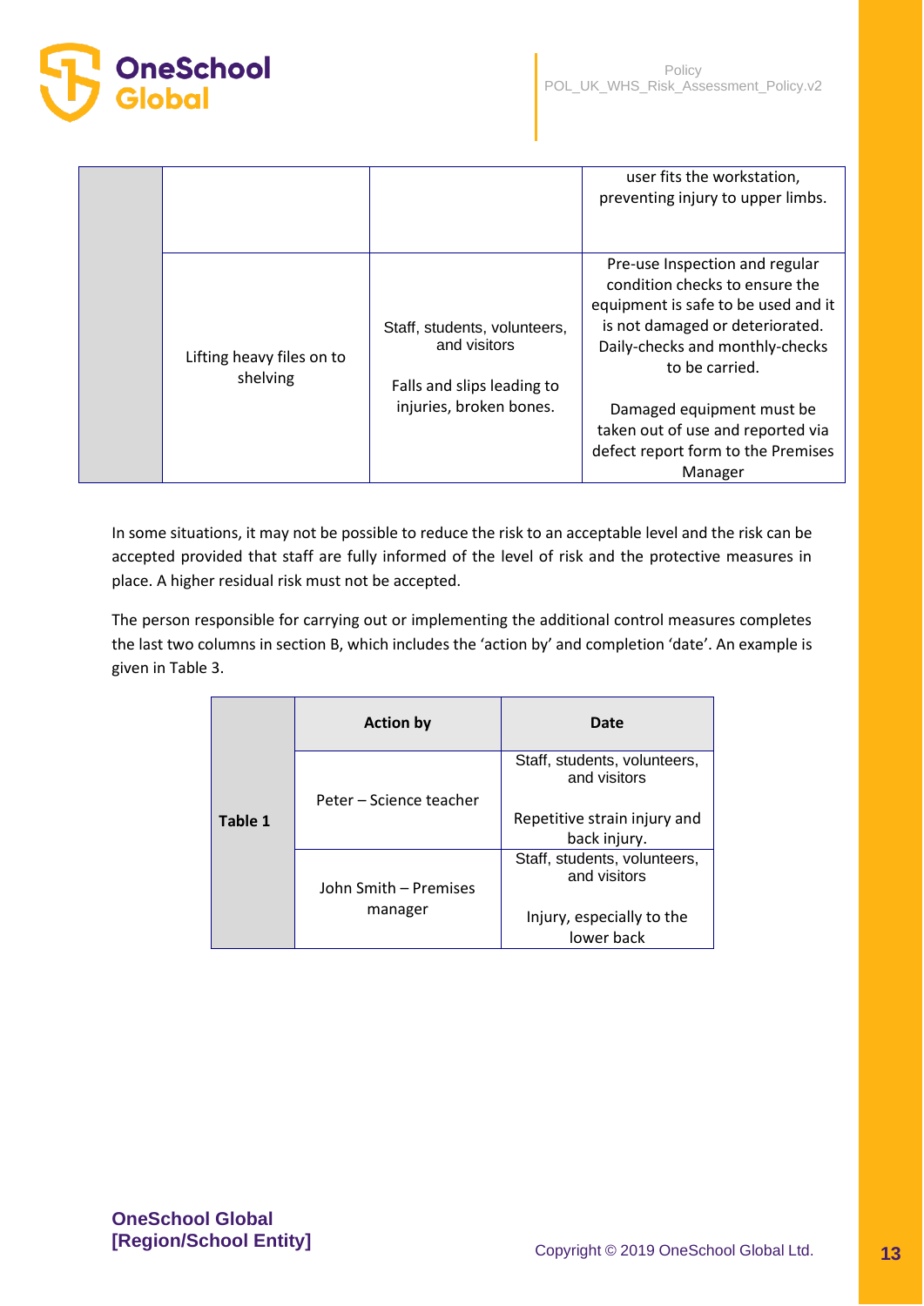| | | | |
|---|---|---|---|
| | | | user fits the workstation, preventing injury to upper limbs. |
| | Lifting heavy files on to shelving | Staff, students, volunteers, and visitors<br><br>Falls and slips leading to injuries, broken bones. | Pre-use Inspection and regular condition checks to ensure the equipment is safe to be used and it is not damaged or deteriorated. Daily-checks and monthly-checks to be carried.<br><br>Damaged equipment must be taken out of use and reported via defect report form to the Premises Manager |

In some situations, it may not be possible to reduce the risk to an acceptable level and the risk can be accepted provided that staff are fully informed of the level of risk and the protective measures in place. A higher residual risk must not be accepted.

The person responsible for carrying out or implementing the additional control measures completes the last two columns in section B, which includes the 'action by' and completion 'date'. An example is given in Table 3.

| | Action by | Date |
|---|---|---|
| **Table 1** | Peter – Science teacher | Staff, students, volunteers, and visitors<br><br>Repetitive strain injury and back injury. |
| | John Smith – Premises manager | Staff, students, volunteers, and visitors<br><br>Injury, especially to the lower back |